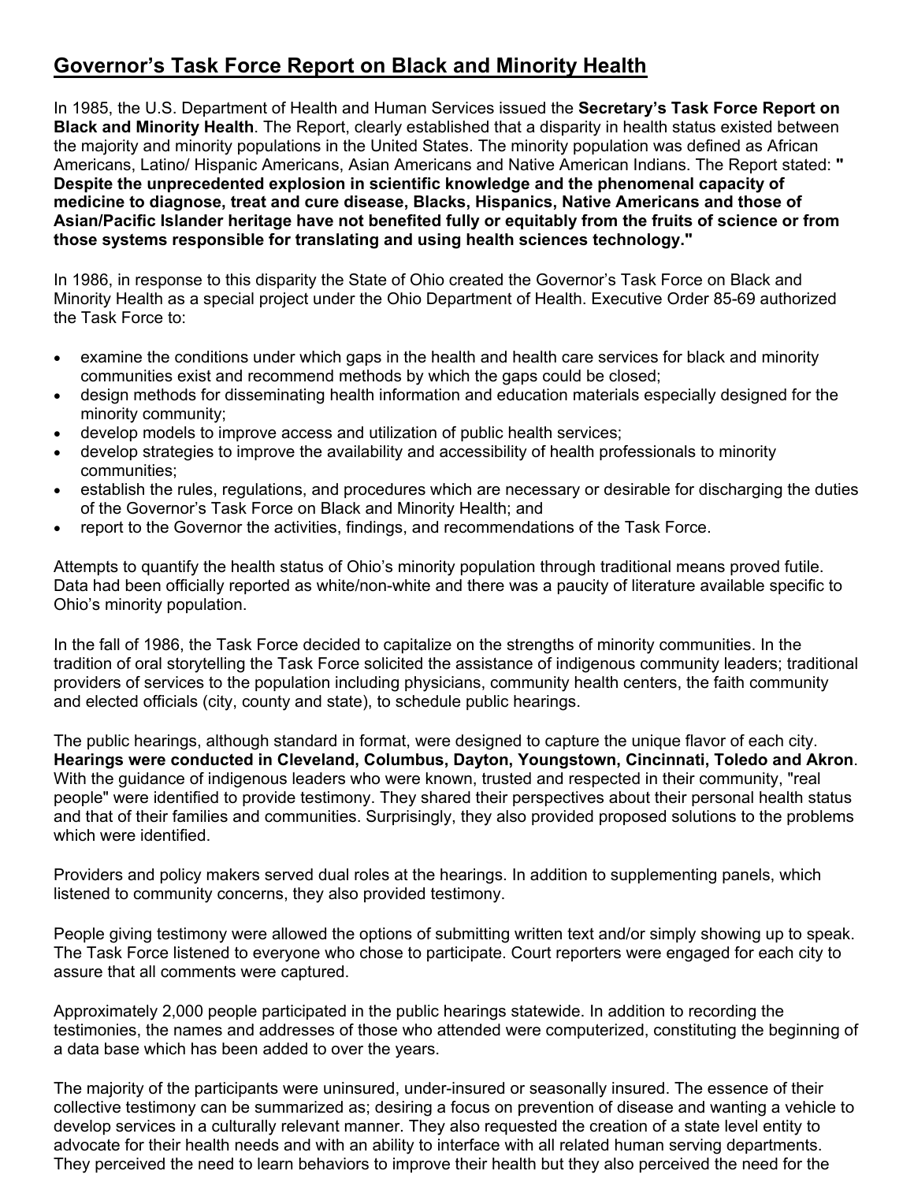# Governor's Task Force Report on Black and Minority Health

In 1985, the U.S. Department of Health and Human Services issued the **Secretary's Task Force Report on Black and Minority Health**. The Report, clearly established that a disparity in health status existed between the majority and minority populations in the United States. The minority population was defined as African Americans, Latino/ Hispanic Americans, Asian Americans and Native American Indians. The Report stated: **" Despite the unprecedented explosion in scientific knowledge and the phenomenal capacity of medicine to diagnose, treat and cure disease, Blacks, Hispanics, Native Americans and those of Asian/Pacific Islander heritage have not benefited fully or equitably from the fruits of science or from those systems responsible for translating and using health sciences technology."**

In 1986, in response to this disparity the State of Ohio created the Governor's Task Force on Black and Minority Health as a special project under the Ohio Department of Health. Executive Order 85-69 authorized the Task Force to:

- examine the conditions under which gaps in the health and health care services for black and minority communities exist and recommend methods by which the gaps could be closed;
- design methods for disseminating health information and education materials especially designed for the minority community;
- develop models to improve access and utilization of public health services;
- develop strategies to improve the availability and accessibility of health professionals to minority communities;
- establish the rules, regulations, and procedures which are necessary or desirable for discharging the duties of the Governor's Task Force on Black and Minority Health; and
- report to the Governor the activities, findings, and recommendations of the Task Force.

Attempts to quantify the health status of Ohio's minority population through traditional means proved futile. Data had been officially reported as white/non-white and there was a paucity of literature available specific to Ohio's minority population.

In the fall of 1986, the Task Force decided to capitalize on the strengths of minority communities. In the tradition of oral storytelling the Task Force solicited the assistance of indigenous community leaders; traditional providers of services to the population including physicians, community health centers, the faith community and elected officials (city, county and state), to schedule public hearings.

The public hearings, although standard in format, were designed to capture the unique flavor of each city. **Hearings were conducted in Cleveland, Columbus, Dayton, Youngstown, Cincinnati, Toledo and Akron**. With the guidance of indigenous leaders who were known, trusted and respected in their community, "real people" were identified to provide testimony. They shared their perspectives about their personal health status and that of their families and communities. Surprisingly, they also provided proposed solutions to the problems which were identified.

Providers and policy makers served dual roles at the hearings. In addition to supplementing panels, which listened to community concerns, they also provided testimony.

People giving testimony were allowed the options of submitting written text and/or simply showing up to speak. The Task Force listened to everyone who chose to participate. Court reporters were engaged for each city to assure that all comments were captured.

Approximately 2,000 people participated in the public hearings statewide. In addition to recording the testimonies, the names and addresses of those who attended were computerized, constituting the beginning of a data base which has been added to over the years.

The majority of the participants were uninsured, under-insured or seasonally insured. The essence of their collective testimony can be summarized as; desiring a focus on prevention of disease and wanting a vehicle to develop services in a culturally relevant manner. They also requested the creation of a state level entity to advocate for their health needs and with an ability to interface with all related human serving departments. They perceived the need to learn behaviors to improve their health but they also perceived the need for the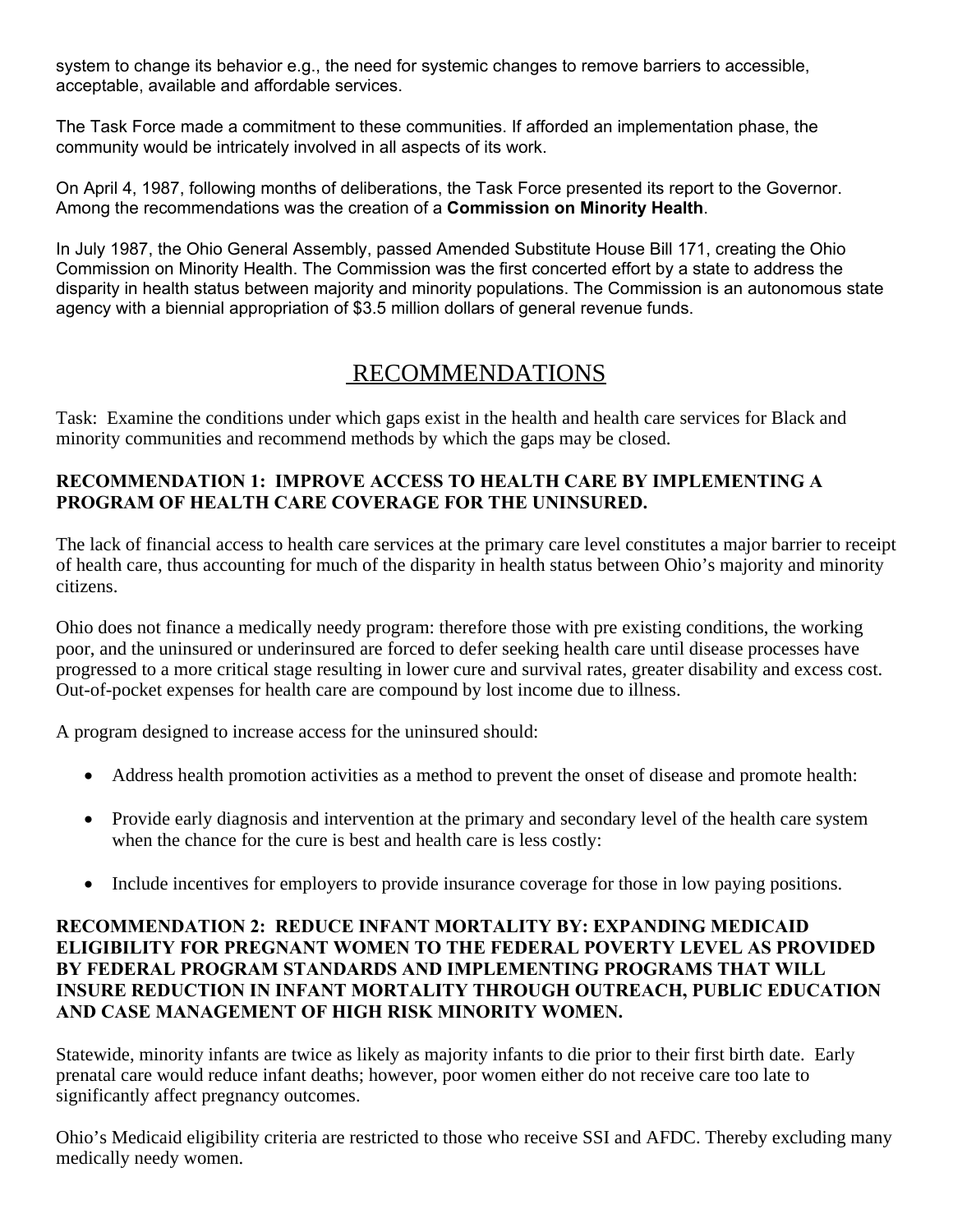system to change its behavior e.g., the need for systemic changes to remove barriers to accessible, acceptable, available and affordable services.

The Task Force made a commitment to these communities. If afforded an implementation phase, the community would be intricately involved in all aspects of its work.

On April 4, 1987, following months of deliberations, the Task Force presented its report to the Governor. Among the recommendations was the creation of a **Commission on Minority Health**.

In July 1987, the Ohio General Assembly, passed Amended Substitute House Bill 171, creating the Ohio Commission on Minority Health. The Commission was the first concerted effort by a state to address the disparity in health status between majority and minority populations. The Commission is an autonomous state agency with a biennial appropriation of $3.5 million dollars of general revenue funds.

# RECOMMENDATIONS

Task: Examine the conditions under which gaps exist in the health and health care services for Black and minority communities and recommend methods by which the gaps may be closed.

**RECOMMENDATION 1: IMPROVE ACCESS TO HEALTH CARE BY IMPLEMENTING A PROGRAM OF HEALTH CARE COVERAGE FOR THE UNINSURED.**

The lack of financial access to health care services at the primary care level constitutes a major barrier to receipt of health care, thus accounting for much of the disparity in health status between Ohio's majority and minority citizens.

Ohio does not finance a medically needy program: therefore those with pre existing conditions, the working poor, and the uninsured or underinsured are forced to defer seeking health care until disease processes have progressed to a more critical stage resulting in lower cure and survival rates, greater disability and excess cost. Out-of-pocket expenses for health care are compound by lost income due to illness.

A program designed to increase access for the uninsured should:

- Address health promotion activities as a method to prevent the onset of disease and promote health:
- Provide early diagnosis and intervention at the primary and secondary level of the health care system when the chance for the cure is best and health care is less costly:
- Include incentives for employers to provide insurance coverage for those in low paying positions.

**RECOMMENDATION 2: REDUCE INFANT MORTALITY BY: EXPANDING MEDICAID ELIGIBILITY FOR PREGNANT WOMEN TO THE FEDERAL POVERTY LEVEL AS PROVIDED BY FEDERAL PROGRAM STANDARDS AND IMPLEMENTING PROGRAMS THAT WILL INSURE REDUCTION IN INFANT MORTALITY THROUGH OUTREACH, PUBLIC EDUCATION AND CASE MANAGEMENT OF HIGH RISK MINORITY WOMEN.**

Statewide, minority infants are twice as likely as majority infants to die prior to their first birth date. Early prenatal care would reduce infant deaths; however, poor women either do not receive care too late to significantly affect pregnancy outcomes.

Ohio's Medicaid eligibility criteria are restricted to those who receive SSI and AFDC. Thereby excluding many medically needy women.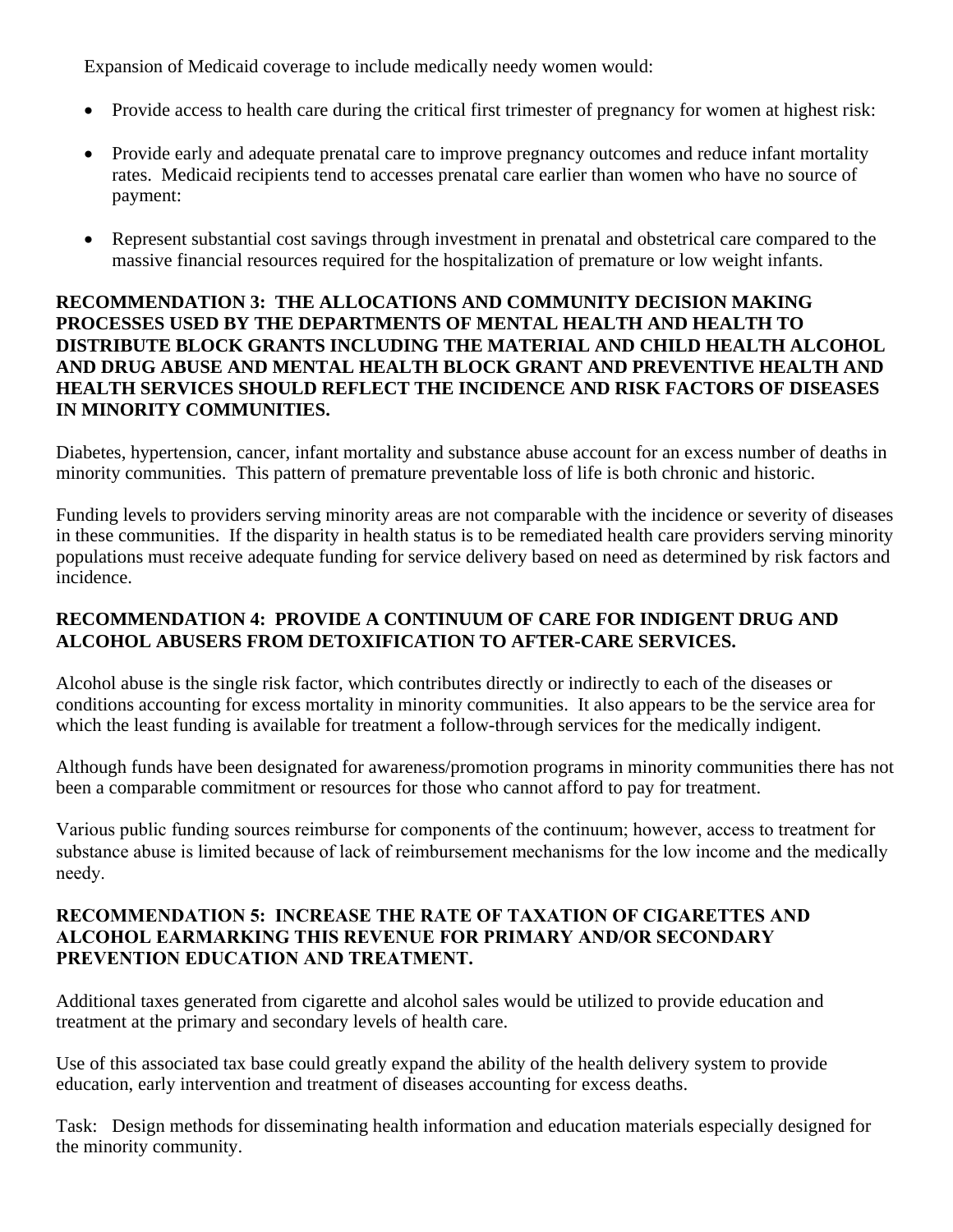Expansion of Medicaid coverage to include medically needy women would:

- Provide access to health care during the critical first trimester of pregnancy for women at highest risk:
- Provide early and adequate prenatal care to improve pregnancy outcomes and reduce infant mortality rates. Medicaid recipients tend to accesses prenatal care earlier than women who have no source of payment:
- Represent substantial cost savings through investment in prenatal and obstetrical care compared to the massive financial resources required for the hospitalization of premature or low weight infants.

**RECOMMENDATION 3: THE ALLOCATIONS AND COMMUNITY DECISION MAKING PROCESSES USED BY THE DEPARTMENTS OF MENTAL HEALTH AND HEALTH TO DISTRIBUTE BLOCK GRANTS INCLUDING THE MATERIAL AND CHILD HEALTH ALCOHOL AND DRUG ABUSE AND MENTAL HEALTH BLOCK GRANT AND PREVENTIVE HEALTH AND HEALTH SERVICES SHOULD REFLECT THE INCIDENCE AND RISK FACTORS OF DISEASES IN MINORITY COMMUNITIES.**

Diabetes, hypertension, cancer, infant mortality and substance abuse account for an excess number of deaths in minority communities. This pattern of premature preventable loss of life is both chronic and historic.

Funding levels to providers serving minority areas are not comparable with the incidence or severity of diseases in these communities. If the disparity in health status is to be remediated health care providers serving minority populations must receive adequate funding for service delivery based on need as determined by risk factors and incidence.

**RECOMMENDATION 4: PROVIDE A CONTINUUM OF CARE FOR INDIGENT DRUG AND ALCOHOL ABUSERS FROM DETOXIFICATION TO AFTER-CARE SERVICES.**

Alcohol abuse is the single risk factor, which contributes directly or indirectly to each of the diseases or conditions accounting for excess mortality in minority communities. It also appears to be the service area for which the least funding is available for treatment a follow-through services for the medically indigent.

Although funds have been designated for awareness/promotion programs in minority communities there has not been a comparable commitment or resources for those who cannot afford to pay for treatment.

Various public funding sources reimburse for components of the continuum; however, access to treatment for substance abuse is limited because of lack of reimbursement mechanisms for the low income and the medically needy.

**RECOMMENDATION 5: INCREASE THE RATE OF TAXATION OF CIGARETTES AND ALCOHOL EARMARKING THIS REVENUE FOR PRIMARY AND/OR SECONDARY PREVENTION EDUCATION AND TREATMENT.**

Additional taxes generated from cigarette and alcohol sales would be utilized to provide education and treatment at the primary and secondary levels of health care.

Use of this associated tax base could greatly expand the ability of the health delivery system to provide education, early intervention and treatment of diseases accounting for excess deaths.

Task: Design methods for disseminating health information and education materials especially designed for the minority community.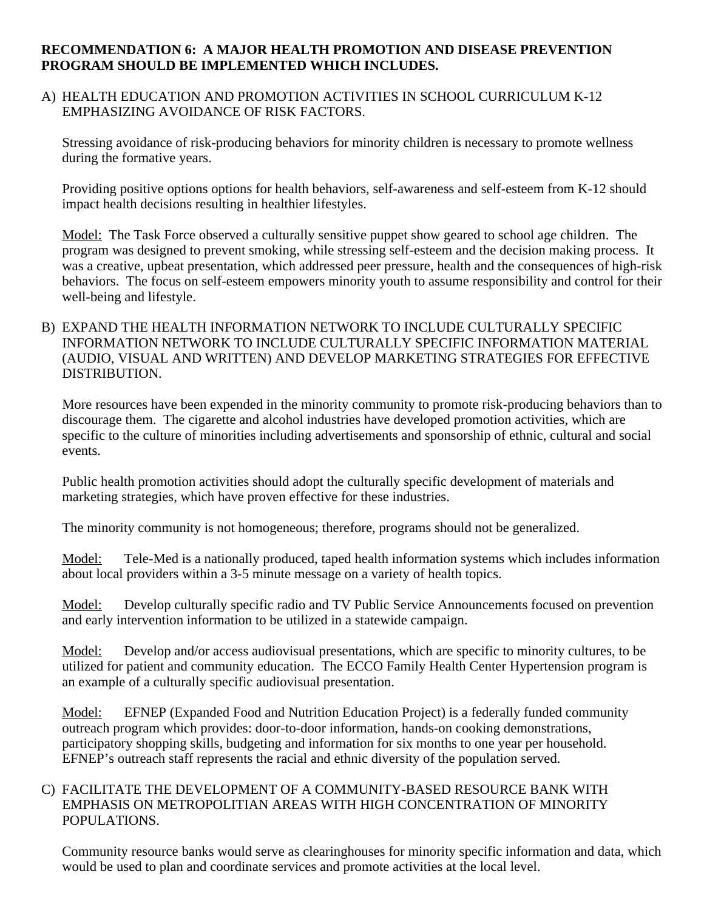**RECOMMENDATION 6: A MAJOR HEALTH PROMOTION AND DISEASE PREVENTION PROGRAM SHOULD BE IMPLEMENTED WHICH INCLUDES.**

A) HEALTH EDUCATION AND PROMOTION ACTIVITIES IN SCHOOL CURRICULUM K-12 EMPHASIZING AVOIDANCE OF RISK FACTORS.

Stressing avoidance of risk-producing behaviors for minority children is necessary to promote wellness during the formative years.

Providing positive options options for health behaviors, self-awareness and self-esteem from K-12 should impact health decisions resulting in healthier lifestyles.

Model: The Task Force observed a culturally sensitive puppet show geared to school age children. The program was designed to prevent smoking, while stressing self-esteem and the decision making process. It was a creative, upbeat presentation, which addressed peer pressure, health and the consequences of high-risk behaviors. The focus on self-esteem empowers minority youth to assume responsibility and control for their well-being and lifestyle.

B) EXPAND THE HEALTH INFORMATION NETWORK TO INCLUDE CULTURALLY SPECIFIC INFORMATION NETWORK TO INCLUDE CULTURALLY SPECIFIC INFORMATION MATERIAL (AUDIO, VISUAL AND WRITTEN) AND DEVELOP MARKETING STRATEGIES FOR EFFECTIVE DISTRIBUTION.

More resources have been expended in the minority community to promote risk-producing behaviors than to discourage them. The cigarette and alcohol industries have developed promotion activities, which are specific to the culture of minorities including advertisements and sponsorship of ethnic, cultural and social events.

Public health promotion activities should adopt the culturally specific development of materials and marketing strategies, which have proven effective for these industries.

The minority community is not homogeneous; therefore, programs should not be generalized.

Model: Tele-Med is a nationally produced, taped health information systems which includes information about local providers within a 3-5 minute message on a variety of health topics.

Model: Develop culturally specific radio and TV Public Service Announcements focused on prevention and early intervention information to be utilized in a statewide campaign.

Model: Develop and/or access audiovisual presentations, which are specific to minority cultures, to be utilized for patient and community education. The ECCO Family Health Center Hypertension program is an example of a culturally specific audiovisual presentation.

Model: EFNEP (Expanded Food and Nutrition Education Project) is a federally funded community outreach program which provides: door-to-door information, hands-on cooking demonstrations, participatory shopping skills, budgeting and information for six months to one year per household. EFNEP's outreach staff represents the racial and ethnic diversity of the population served.

C) FACILITATE THE DEVELOPMENT OF A COMMUNITY-BASED RESOURCE BANK WITH EMPHASIS ON METROPOLITIAN AREAS WITH HIGH CONCENTRATION OF MINORITY POPULATIONS.

Community resource banks would serve as clearinghouses for minority specific information and data, which would be used to plan and coordinate services and promote activities at the local level.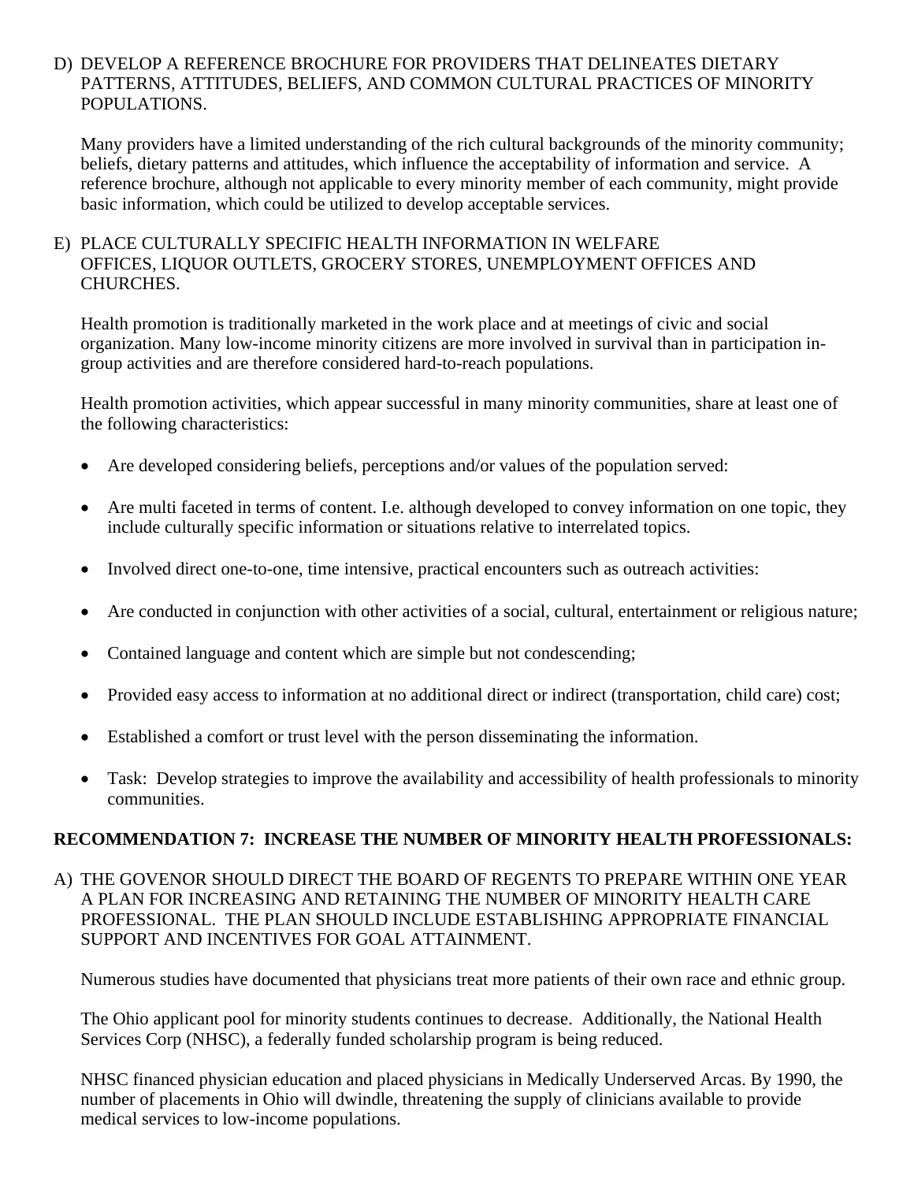D) DEVELOP A REFERENCE BROCHURE FOR PROVIDERS THAT DELINEATES DIETARY PATTERNS, ATTITUDES, BELIEFS, AND COMMON CULTURAL PRACTICES OF MINORITY POPULATIONS.

Many providers have a limited understanding of the rich cultural backgrounds of the minority community; beliefs, dietary patterns and attitudes, which influence the acceptability of information and service. A reference brochure, although not applicable to every minority member of each community, might provide basic information, which could be utilized to develop acceptable services.

E) PLACE CULTURALLY SPECIFIC HEALTH INFORMATION IN WELFARE OFFICES, LIQUOR OUTLETS, GROCERY STORES, UNEMPLOYMENT OFFICES AND CHURCHES.

Health promotion is traditionally marketed in the work place and at meetings of civic and social organization. Many low-income minority citizens are more involved in survival than in participation in-group activities and are therefore considered hard-to-reach populations.

Health promotion activities, which appear successful in many minority communities, share at least one of the following characteristics:

- Are developed considering beliefs, perceptions and/or values of the population served:
- Are multi faceted in terms of content. I.e. although developed to convey information on one topic, they include culturally specific information or situations relative to interrelated topics.
- Involved direct one-to-one, time intensive, practical encounters such as outreach activities:
- Are conducted in conjunction with other activities of a social, cultural, entertainment or religious nature;
- Contained language and content which are simple but not condescending;
- Provided easy access to information at no additional direct or indirect (transportation, child care) cost;
- Established a comfort or trust level with the person disseminating the information.
- Task: Develop strategies to improve the availability and accessibility of health professionals to minority communities.

**RECOMMENDATION 7: INCREASE THE NUMBER OF MINORITY HEALTH PROFESSIONALS:**

A) THE GOVENOR SHOULD DIRECT THE BOARD OF REGENTS TO PREPARE WITHIN ONE YEAR A PLAN FOR INCREASING AND RETAINING THE NUMBER OF MINORITY HEALTH CARE PROFESSIONAL. THE PLAN SHOULD INCLUDE ESTABLISHING APPROPRIATE FINANCIAL SUPPORT AND INCENTIVES FOR GOAL ATTAINMENT.

Numerous studies have documented that physicians treat more patients of their own race and ethnic group.

The Ohio applicant pool for minority students continues to decrease. Additionally, the National Health Services Corp (NHSC), a federally funded scholarship program is being reduced.

NHSC financed physician education and placed physicians in Medically Underserved Arcas. By 1990, the number of placements in Ohio will dwindle, threatening the supply of clinicians available to provide medical services to low-income populations.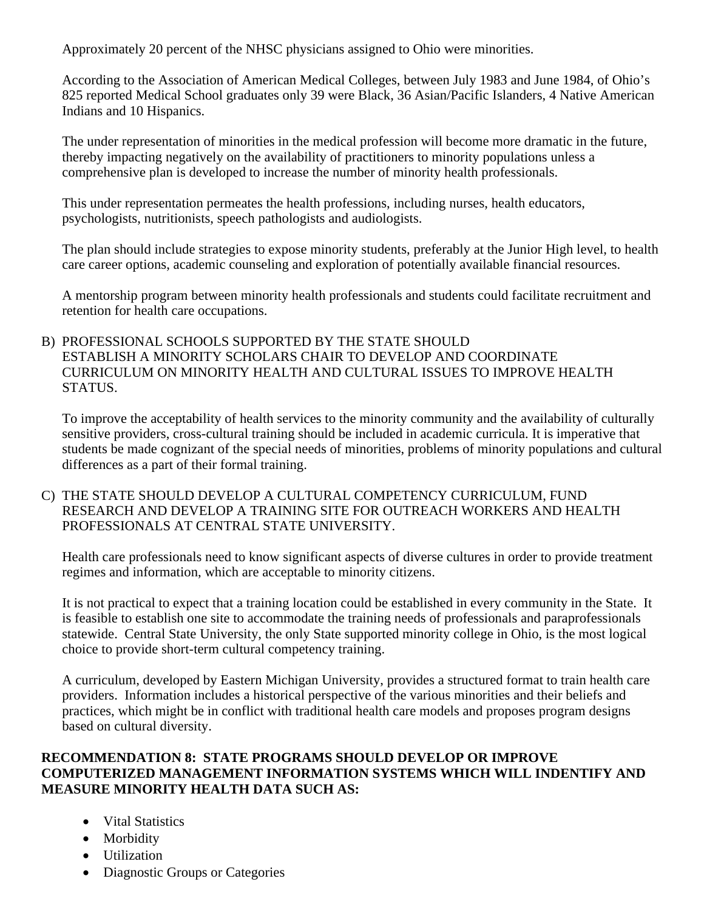Approximately 20 percent of the NHSC physicians assigned to Ohio were minorities.

According to the Association of American Medical Colleges, between July 1983 and June 1984, of Ohio's 825 reported Medical School graduates only 39 were Black, 36 Asian/Pacific Islanders, 4 Native American Indians and 10 Hispanics.

The under representation of minorities in the medical profession will become more dramatic in the future, thereby impacting negatively on the availability of practitioners to minority populations unless a comprehensive plan is developed to increase the number of minority health professionals.

This under representation permeates the health professions, including nurses, health educators, psychologists, nutritionists, speech pathologists and audiologists.

The plan should include strategies to expose minority students, preferably at the Junior High level, to health care career options, academic counseling and exploration of potentially available financial resources.

A mentorship program between minority health professionals and students could facilitate recruitment and retention for health care occupations.

B) PROFESSIONAL SCHOOLS SUPPORTED BY THE STATE SHOULD ESTABLISH A MINORITY SCHOLARS CHAIR TO DEVELOP AND COORDINATE CURRICULUM ON MINORITY HEALTH AND CULTURAL ISSUES TO IMPROVE HEALTH STATUS.

To improve the acceptability of health services to the minority community and the availability of culturally sensitive providers, cross-cultural training should be included in academic curricula. It is imperative that students be made cognizant of the special needs of minorities, problems of minority populations and cultural differences as a part of their formal training.

C) THE STATE SHOULD DEVELOP A CULTURAL COMPETENCY CURRICULUM, FUND RESEARCH AND DEVELOP A TRAINING SITE FOR OUTREACH WORKERS AND HEALTH PROFESSIONALS AT CENTRAL STATE UNIVERSITY.

Health care professionals need to know significant aspects of diverse cultures in order to provide treatment regimes and information, which are acceptable to minority citizens.

It is not practical to expect that a training location could be established in every community in the State. It is feasible to establish one site to accommodate the training needs of professionals and paraprofessionals statewide. Central State University, the only State supported minority college in Ohio, is the most logical choice to provide short-term cultural competency training.

A curriculum, developed by Eastern Michigan University, provides a structured format to train health care providers. Information includes a historical perspective of the various minorities and their beliefs and practices, which might be in conflict with traditional health care models and proposes program designs based on cultural diversity.

**RECOMMENDATION 8: STATE PROGRAMS SHOULD DEVELOP OR IMPROVE COMPUTERIZED MANAGEMENT INFORMATION SYSTEMS WHICH WILL INDENTIFY AND MEASURE MINORITY HEALTH DATA SUCH AS:**

- Vital Statistics
- Morbidity
- Utilization
- Diagnostic Groups or Categories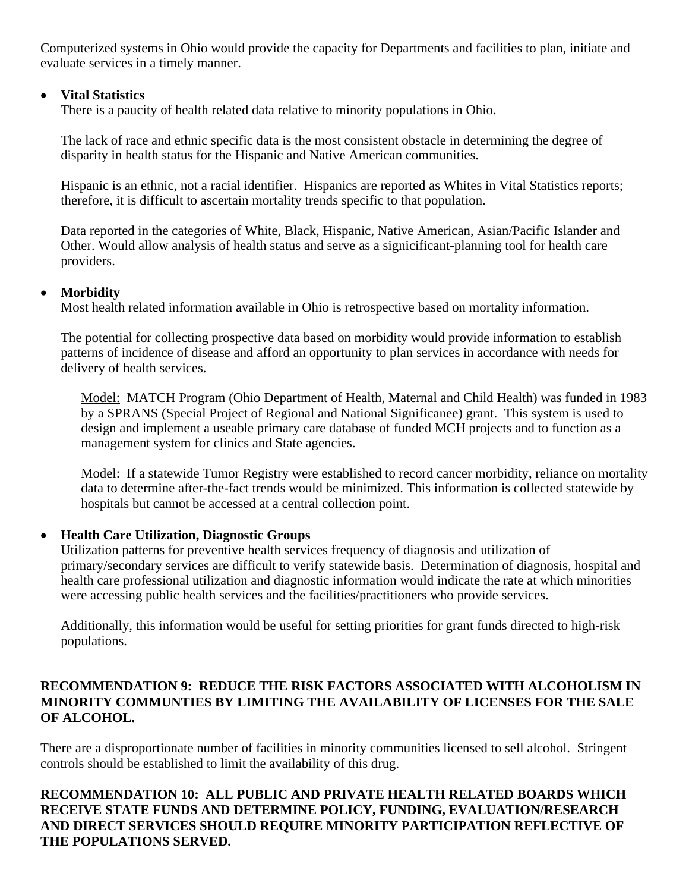Computerized systems in Ohio would provide the capacity for Departments and facilities to plan, initiate and evaluate services in a timely manner.

- **Vital Statistics**
  There is a paucity of health related data relative to minority populations in Ohio.

  The lack of race and ethnic specific data is the most consistent obstacle in determining the degree of disparity in health status for the Hispanic and Native American communities.

  Hispanic is an ethnic, not a racial identifier. Hispanics are reported as Whites in Vital Statistics reports; therefore, it is difficult to ascertain mortality trends specific to that population.

  Data reported in the categories of White, Black, Hispanic, Native American, Asian/Pacific Islander and Other. Would allow analysis of health status and serve as a signicificant-planning tool for health care providers.

- **Morbidity**
  Most health related information available in Ohio is retrospective based on mortality information.

  The potential for collecting prospective data based on morbidity would provide information to establish patterns of incidence of disease and afford an opportunity to plan services in accordance with needs for delivery of health services.

  > Model: MATCH Program (Ohio Department of Health, Maternal and Child Health) was funded in 1983 by a SPRANS (Special Project of Regional and National Significanee) grant. This system is used to design and implement a useable primary care database of funded MCH projects and to function as a management system for clinics and State agencies.

  > Model: If a statewide Tumor Registry were established to record cancer morbidity, reliance on mortality data to determine after-the-fact trends would be minimized. This information is collected statewide by hospitals but cannot be accessed at a central collection point.

- **Health Care Utilization, Diagnostic Groups**
  Utilization patterns for preventive health services frequency of diagnosis and utilization of primary/secondary services are difficult to verify statewide basis. Determination of diagnosis, hospital and health care professional utilization and diagnostic information would indicate the rate at which minorities were accessing public health services and the facilities/practitioners who provide services.

  Additionally, this information would be useful for setting priorities for grant funds directed to high-risk populations.

**RECOMMENDATION 9: REDUCE THE RISK FACTORS ASSOCIATED WITH ALCOHOLISM IN MINORITY COMMUNTIES BY LIMITING THE AVAILABILITY OF LICENSES FOR THE SALE OF ALCOHOL.**

There are a disproportionate number of facilities in minority communities licensed to sell alcohol. Stringent controls should be established to limit the availability of this drug.

**RECOMMENDATION 10: ALL PUBLIC AND PRIVATE HEALTH RELATED BOARDS WHICH RECEIVE STATE FUNDS AND DETERMINE POLICY, FUNDING, EVALUATION/RESEARCH AND DIRECT SERVICES SHOULD REQUIRE MINORITY PARTICIPATION REFLECTIVE OF THE POPULATIONS SERVED.**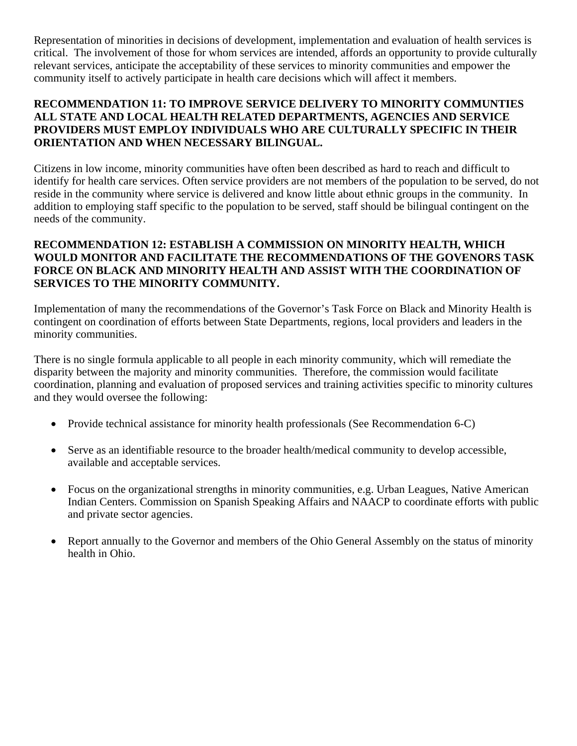Representation of minorities in decisions of development, implementation and evaluation of health services is critical. The involvement of those for whom services are intended, affords an opportunity to provide culturally relevant services, anticipate the acceptability of these services to minority communities and empower the community itself to actively participate in health care decisions which will affect it members.

**RECOMMENDATION 11: TO IMPROVE SERVICE DELIVERY TO MINORITY COMMUNTIES ALL STATE AND LOCAL HEALTH RELATED DEPARTMENTS, AGENCIES AND SERVICE PROVIDERS MUST EMPLOY INDIVIDUALS WHO ARE CULTURALLY SPECIFIC IN THEIR ORIENTATION AND WHEN NECESSARY BILINGUAL.**

Citizens in low income, minority communities have often been described as hard to reach and difficult to identify for health care services. Often service providers are not members of the population to be served, do not reside in the community where service is delivered and know little about ethnic groups in the community. In addition to employing staff specific to the population to be served, staff should be bilingual contingent on the needs of the community.

**RECOMMENDATION 12: ESTABLISH A COMMISSION ON MINORITY HEALTH, WHICH WOULD MONITOR AND FACILITATE THE RECOMMENDATIONS OF THE GOVENORS TASK FORCE ON BLACK AND MINORITY HEALTH AND ASSIST WITH THE COORDINATION OF SERVICES TO THE MINORITY COMMUNITY.**

Implementation of many the recommendations of the Governor's Task Force on Black and Minority Health is contingent on coordination of efforts between State Departments, regions, local providers and leaders in the minority communities.

There is no single formula applicable to all people in each minority community, which will remediate the disparity between the majority and minority communities. Therefore, the commission would facilitate coordination, planning and evaluation of proposed services and training activities specific to minority cultures and they would oversee the following:

- Provide technical assistance for minority health professionals (See Recommendation 6-C)
- Serve as an identifiable resource to the broader health/medical community to develop accessible, available and acceptable services.
- Focus on the organizational strengths in minority communities, e.g. Urban Leagues, Native American Indian Centers. Commission on Spanish Speaking Affairs and NAACP to coordinate efforts with public and private sector agencies.
- Report annually to the Governor and members of the Ohio General Assembly on the status of minority health in Ohio.